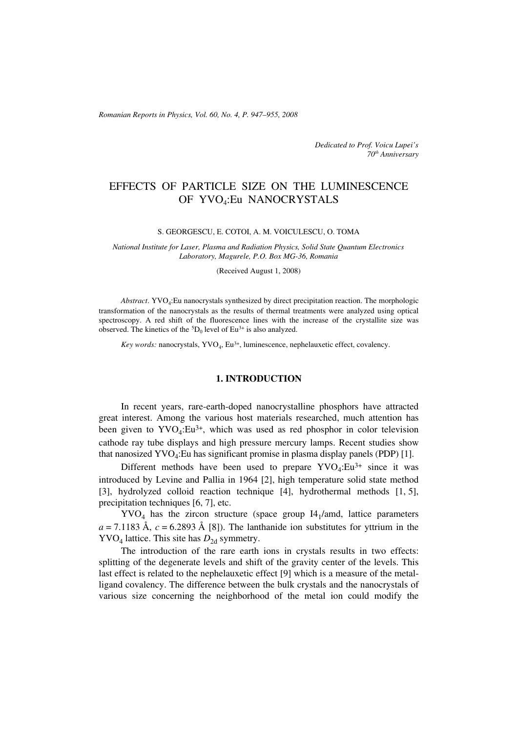*Dedicated to Prof. Voicu Lupei's 70th Anniversary*

# EFFECTS OF PARTICLE SIZE ON THE LUMINESCENCE OF $YVO_4$:Eu NANOCRYSTALS

S. GEORGESCU, E. COTOI, A. M. VOICULESCU, O. TOMA

*National Institute for Laser, Plasma and Radiation Physics, Solid State Quantum Electronics Laboratory, Magurele, P.O. Box MG-36, Romania*

(Received August 1, 2008)

*Abstract*. $YVO_4$:Eu nanocrystals synthesized by direct precipitation reaction. The morphologic transformation of the nanocrystals as the results of thermal treatments were analyzed using optical spectroscopy. A red shift of the fluorescence lines with the increase of the crystallite size was observed. The kinetics of the $^5D_0$ level of $Eu^{3+}$ is also analyzed.

*Key words:* nanocrystals, $YVO_4$, $Eu^{3+}$, luminescence, nephelauxetic effect, covalency.

## 1. INTRODUCTION

In recent years, rare-earth-doped nanocrystalline phosphors have attracted great interest. Among the various host materials researched, much attention has been given to $YVO_4$:$Eu^{3+}$, which was used as red phosphor in color television cathode ray tube displays and high pressure mercury lamps. Recent studies show that nanosized $YVO_4$:Eu has significant promise in plasma display panels (PDP) [1].

Different methods have been used to prepare $YVO_4$:$Eu^{3+}$ since it was introduced by Levine and Pallia in 1964 [2], high temperature solid state method [3], hydrolyzed colloid reaction technique [4], hydrothermal methods [1, 5], precipitation techniques [6, 7], etc.

$YVO_4$ has the zircon structure (space group $I4_1/amd$, lattice parameters $a = 7.1183$ Å, $c = 6.2893$ Å [8]). The lanthanide ion substitutes for yttrium in the $YVO_4$ lattice. This site has $D_{2d}$ symmetry.

The introduction of the rare earth ions in crystals results in two effects: splitting of the degenerate levels and shift of the gravity center of the levels. This last effect is related to the nephelauxetic effect [9] which is a measure of the metal-ligand covalency. The difference between the bulk crystals and the nanocrystals of various size concerning the neighborhood of the metal ion could modify the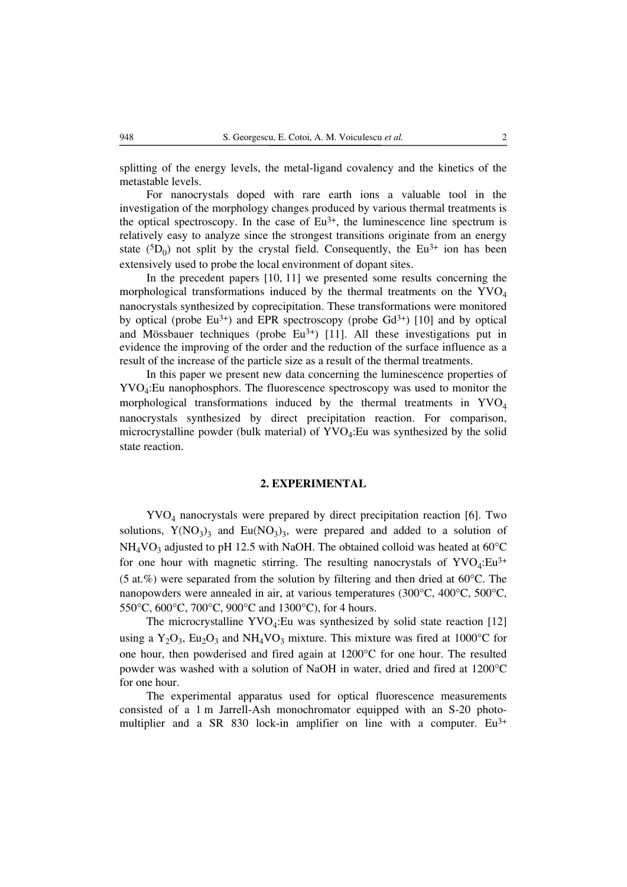splitting of the energy levels, the metal-ligand covalency and the kinetics of the metastable levels.

For nanocrystals doped with rare earth ions a valuable tool in the investigation of the morphology changes produced by various thermal treatments is the optical spectroscopy. In the case of $Eu^{3+}$, the luminescence line spectrum is relatively easy to analyze since the strongest transitions originate from an energy state ($^5D_0$) not split by the crystal field. Consequently, the $Eu^{3+}$ ion has been extensively used to probe the local environment of dopant sites.

In the precedent papers [10, 11] we presented some results concerning the morphological transformations induced by the thermal treatments on the $YVO_4$ nanocrystals synthesized by coprecipitation. These transformations were monitored by optical (probe $Eu^{3+}$) and EPR spectroscopy (probe $Gd^{3+}$) [10] and by optical and Mössbauer techniques (probe $Eu^{3+}$) [11]. All these investigations put in evidence the improving of the order and the reduction of the surface influence as a result of the increase of the particle size as a result of the thermal treatments.

In this paper we present new data concerning the luminescence properties of $YVO_4$:Eu nanophosphors. The fluorescence spectroscopy was used to monitor the morphological transformations induced by the thermal treatments in $YVO_4$ nanocrystals synthesized by direct precipitation reaction. For comparison, microcrystalline powder (bulk material) of $YVO_4$:Eu was synthesized by the solid state reaction.

## 2. EXPERIMENTAL

$YVO_4$ nanocrystals were prepared by direct precipitation reaction [6]. Two solutions, $Y(NO_3)_3$ and $Eu(NO_3)_3$, were prepared and added to a solution of $NH_4VO_3$ adjusted to pH 12.5 with NaOH. The obtained colloid was heated at 60°C for one hour with magnetic stirring. The resulting nanocrystals of $YVO_4$:$Eu^{3+}$ (5 at.%) were separated from the solution by filtering and then dried at 60°C. The nanopowders were annealed in air, at various temperatures (300°C, 400°C, 500°C, 550°C, 600°C, 700°C, 900°C and 1300°C), for 4 hours.

The microcrystalline $YVO_4$:Eu was synthesized by solid state reaction [12] using a $Y_2O_3$, $Eu_2O_3$ and $NH_4VO_3$ mixture. This mixture was fired at 1000°C for one hour, then powderised and fired again at 1200°C for one hour. The resulted powder was washed with a solution of NaOH in water, dried and fired at 1200°C for one hour.

The experimental apparatus used for optical fluorescence measurements consisted of a 1 m Jarrell-Ash monochromator equipped with an S-20 photomultiplier and a SR 830 lock-in amplifier on line with a computer. $Eu^{3+}$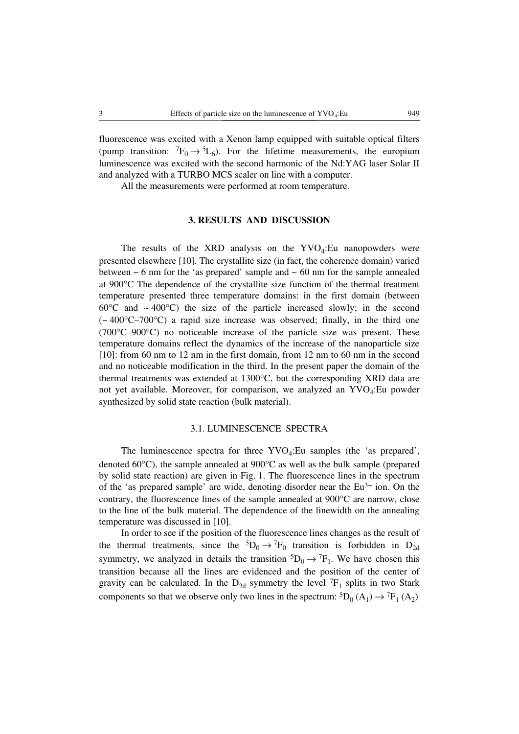fluorescence was excited with a Xenon lamp equipped with suitable optical filters (pump transition: $^7F_0 \rightarrow {}^5L_6$). For the lifetime measurements, the europium luminescence was excited with the second harmonic of the Nd:YAG laser Solar II and analyzed with a TURBO MCS scaler on line with a computer.

All the measurements were performed at room temperature.

## 3. RESULTS AND DISCUSSION

The results of the XRD analysis on the $YVO_4$:Eu nanopowders were presented elsewhere [10]. The crystallite size (in fact, the coherence domain) varied between ~ 6 nm for the 'as prepared' sample and ~ 60 nm for the sample annealed at 900°C The dependence of the crystallite size function of the thermal treatment temperature presented three temperature domains: in the first domain (between 60°C and ~ 400°C) the size of the particle increased slowly; in the second (~ 400°C–700°C) a rapid size increase was observed; finally, in the third one (700°C–900°C) no noticeable increase of the particle size was present. These temperature domains reflect the dynamics of the increase of the nanoparticle size [10]: from 60 nm to 12 nm in the first domain, from 12 nm to 60 nm in the second and no noticeable modification in the third. In the present paper the domain of the thermal treatments was extended at 1300°C, but the corresponding XRD data are not yet available. Moreover, for comparison, we analyzed an $YVO_4$:Eu powder synthesized by solid state reaction (bulk material).

### 3.1. LUMINESCENCE SPECTRA

The luminescence spectra for three $YVO_4$:Eu samples (the 'as prepared', denoted 60°C), the sample annealed at 900°C as well as the bulk sample (prepared by solid state reaction) are given in Fig. 1. The fluorescence lines in the spectrum of the 'as prepared sample' are wide, denoting disorder near the $Eu^{3+}$ ion. On the contrary, the fluorescence lines of the sample annealed at 900°C are narrow, close to the line of the bulk material. The dependence of the linewidth on the annealing temperature was discussed in [10].

In order to see if the position of the fluorescence lines changes as the result of the thermal treatments, since the $^5D_0 \rightarrow {}^7F_0$ transition is forbidden in $D_{2d}$ symmetry, we analyzed in details the transition $^5D_0 \rightarrow {}^7F_1$. We have chosen this transition because all the lines are evidenced and the position of the center of gravity can be calculated. In the $D_{2d}$ symmetry the level $^7F_1$ splits in two Stark components so that we observe only two lines in the spectrum: $^5D_0\,(A_1) \rightarrow {}^7F_1\,(A_2)$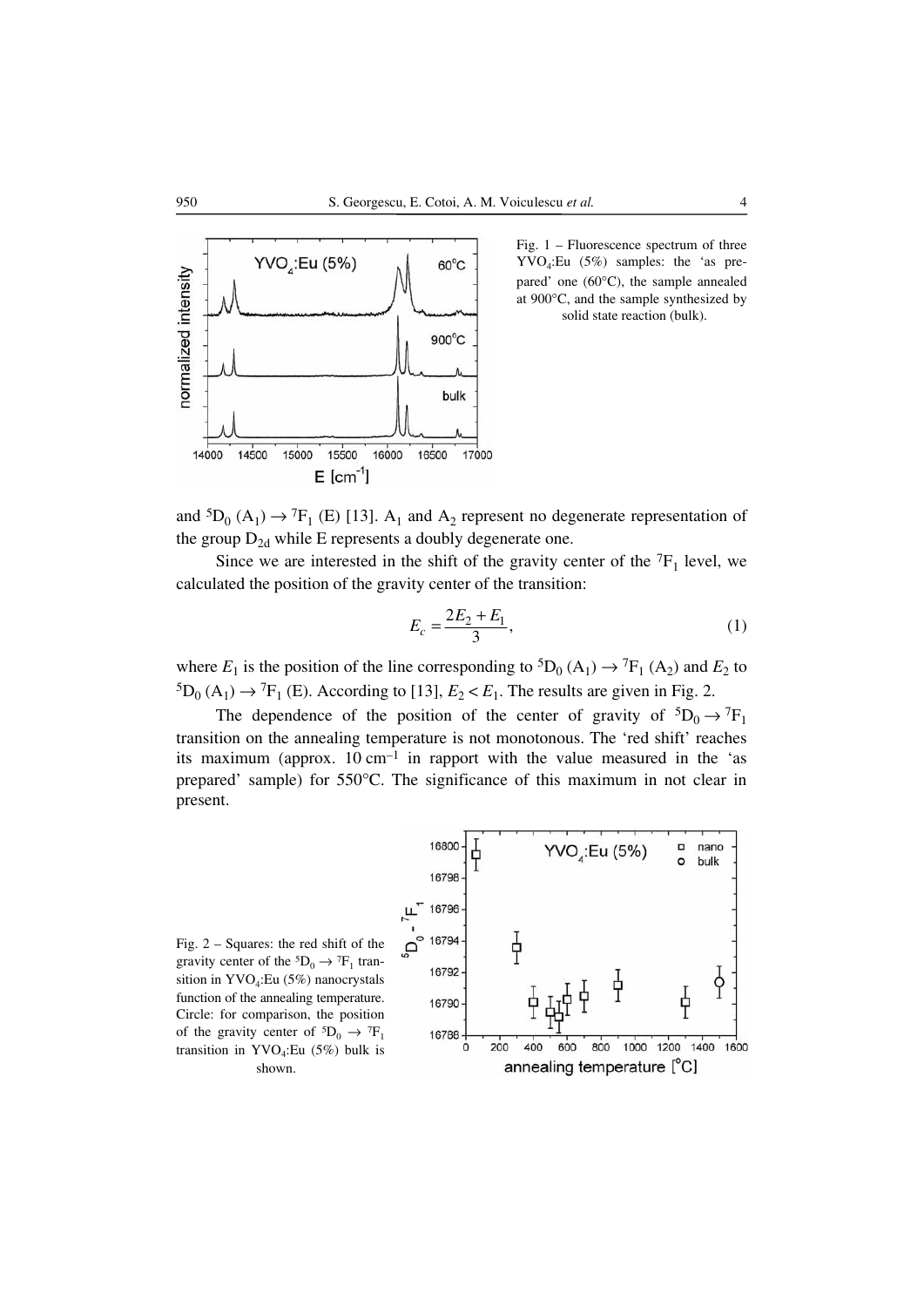Fig. 1 – Fluorescence spectrum of three $YVO_4$:Eu (5%) samples: the 'as prepared' one (60°C), the sample annealed at 900°C, and the sample synthesized by solid state reaction (bulk).

and $^5D_0$ ($A_1$) → $^7F_1$ (E) [13]. $A_1$ and $A_2$ represent no degenerate representation of the group $D_{2d}$ while E represents a doubly degenerate one.

Since we are interested in the shift of the gravity center of the $^7F_1$ level, we calculated the position of the gravity center of the transition:

$$E_c = \frac{2E_2 + E_1}{3}, \tag{1}$$

where $E_1$ is the position of the line corresponding to $^5D_0$ ($A_1$) → $^7F_1$ ($A_2$) and $E_2$ to $^5D_0$ ($A_1$) → $^7F_1$ (E). According to [13], $E_2 < E_1$. The results are given in Fig. 2.

The dependence of the position of the center of gravity of $^5D_0 \rightarrow {}^7F_1$ transition on the annealing temperature is not monotonous. The 'red shift' reaches its maximum (approx. 10 cm$^{-1}$ in rapport with the value measured in the 'as prepared' sample) for 550°C. The significance of this maximum in not clear in present.

Fig. 2 – Squares: the red shift of the gravity center of the $^5D_0 \rightarrow {}^7F_1$ transition in $YVO_4$:Eu (5%) nanocrystals function of the annealing temperature. Circle: for comparison, the position of the gravity center of $^5D_0 \rightarrow {}^7F_1$ transition in $YVO_4$:Eu (5%) bulk is shown.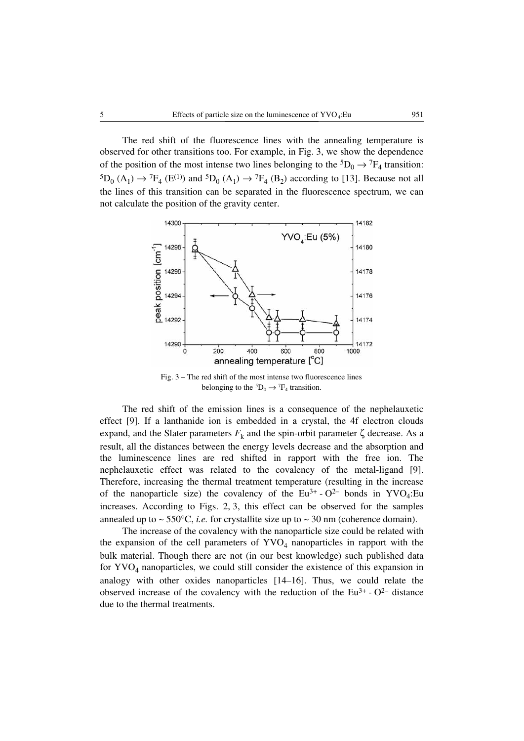The red shift of the fluorescence lines with the annealing temperature is observed for other transitions too. For example, in Fig. 3, we show the dependence of the position of the most intense two lines belonging to the $^5D_0 \rightarrow {}^7F_4$ transition: $^5D_0$ ($A_1$) $\rightarrow$ $^7F_4$ ($E^{(1)}$) and $^5D_0$ ($A_1$) $\rightarrow$ $^7F_4$ ($B_2$) according to [13]. Because not all the lines of this transition can be separated in the fluorescence spectrum, we can not calculate the position of the gravity center.

Fig. 3 – The red shift of the most intense two fluorescence lines belonging to the $^5D_0 \rightarrow {}^7F_4$ transition.

The red shift of the emission lines is a consequence of the nephelauxetic effect [9]. If a lanthanide ion is embedded in a crystal, the 4f electron clouds expand, and the Slater parameters $F_k$ and the spin-orbit parameter $\zeta$ decrease. As a result, all the distances between the energy levels decrease and the absorption and the luminescence lines are red shifted in rapport with the free ion. The nephelauxetic effect was related to the covalency of the metal-ligand [9]. Therefore, increasing the thermal treatment temperature (resulting in the increase of the nanoparticle size) the covalency of the $Eu^{3+}$ - $O^{2-}$ bonds in $YVO_4$:Eu increases. According to Figs. 2, 3, this effect can be observed for the samples annealed up to ~ 550°C, *i.e.* for crystallite size up to ~ 30 nm (coherence domain).

The increase of the covalency with the nanoparticle size could be related with the expansion of the cell parameters of $YVO_4$ nanoparticles in rapport with the bulk material. Though there are not (in our best knowledge) such published data for $YVO_4$ nanoparticles, we could still consider the existence of this expansion in analogy with other oxides nanoparticles [14–16]. Thus, we could relate the observed increase of the covalency with the reduction of the $Eu^{3+}$ - $O^{2-}$ distance due to the thermal treatments.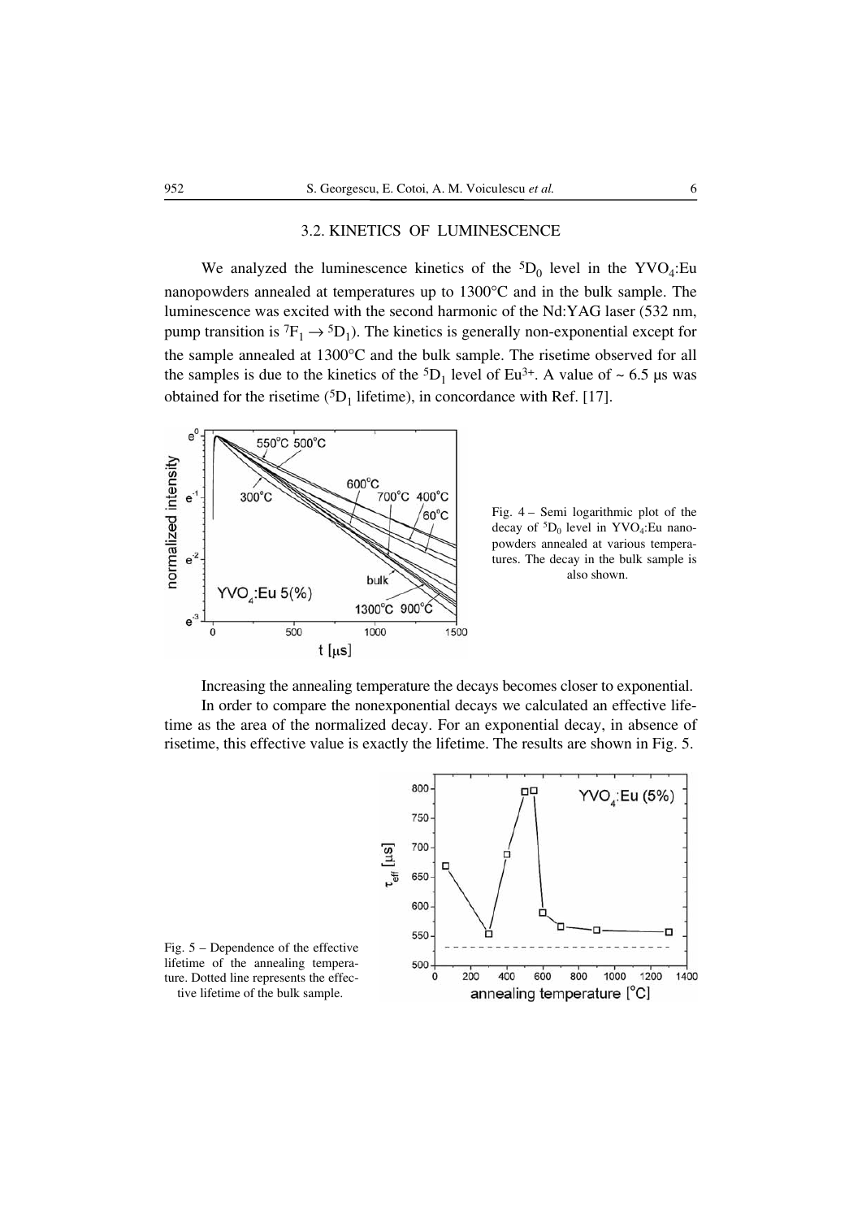### 3.2. KINETICS OF LUMINESCENCE

We analyzed the luminescence kinetics of the $^5D_0$ level in the $YVO_4$:Eu nanopowders annealed at temperatures up to 1300°C and in the bulk sample. The luminescence was excited with the second harmonic of the Nd:YAG laser (532 nm, pump transition is $^7F_1 \rightarrow {}^5D_1$). The kinetics is generally non-exponential except for the sample annealed at 1300°C and the bulk sample. The risetime observed for all the samples is due to the kinetics of the $^5D_1$ level of $Eu^{3+}$. A value of ~ 6.5 μs was obtained for the risetime ($^5D_1$ lifetime), in concordance with Ref. [17].

Fig. 4 – Semi logarithmic plot of the decay of $^5D_0$ level in $YVO_4$:Eu nanopowders annealed at various temperatures. The decay in the bulk sample is also shown.

Increasing the annealing temperature the decays becomes closer to exponential.

In order to compare the nonexponential decays we calculated an effective lifetime as the area of the normalized decay. For an exponential decay, in absence of risetime, this effective value is exactly the lifetime. The results are shown in Fig. 5.

Fig. 5 – Dependence of the effective lifetime of the annealing temperature. Dotted line represents the effective lifetime of the bulk sample.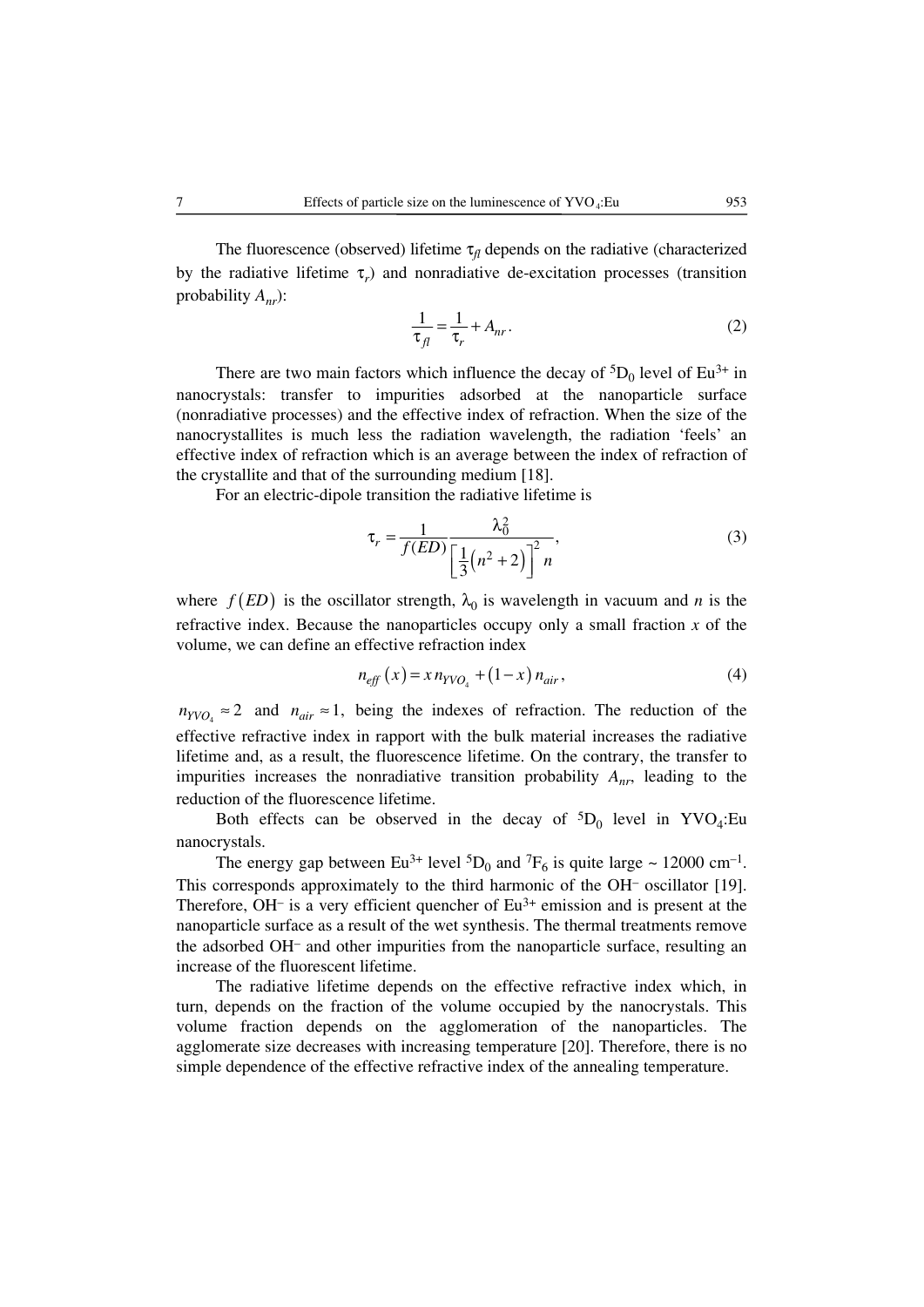The fluorescence (observed) lifetime $\tau_{fl}$ depends on the radiative (characterized by the radiative lifetime $\tau_r$) and nonradiative de-excitation processes (transition probability $A_{nr}$):

$$\frac{1}{\tau_{fl}} = \frac{1}{\tau_r} + A_{nr}. \tag{2}$$

There are two main factors which influence the decay of $^5D_0$ level of $Eu^{3+}$ in nanocrystals: transfer to impurities adsorbed at the nanoparticle surface (nonradiative processes) and the effective index of refraction. When the size of the nanocrystallites is much less the radiation wavelength, the radiation 'feels' an effective index of refraction which is an average between the index of refraction of the crystallite and that of the surrounding medium [18].

For an electric-dipole transition the radiative lifetime is

$$\tau_r = \frac{1}{f(ED)} \frac{\lambda_0^2}{\left[\frac{1}{3}\left(n^2+2\right)\right]^2 n}, \tag{3}$$

where $f(ED)$ is the oscillator strength, $\lambda_0$ is wavelength in vacuum and $n$ is the refractive index. Because the nanoparticles occupy only a small fraction $x$ of the volume, we can define an effective refraction index

$$n_{eff}(x) = x\, n_{YVO_4} + (1-x)\, n_{air}, \tag{4}$$

$n_{YVO_4} \approx 2$ and $n_{air} \approx 1$, being the indexes of refraction. The reduction of the effective refractive index in rapport with the bulk material increases the radiative lifetime and, as a result, the fluorescence lifetime. On the contrary, the transfer to impurities increases the nonradiative transition probability $A_{nr}$, leading to the reduction of the fluorescence lifetime.

Both effects can be observed in the decay of $^5D_0$ level in $YVO_4$:Eu nanocrystals.

The energy gap between $Eu^{3+}$ level $^5D_0$ and $^7F_6$ is quite large ~ 12000 $cm^{-1}$. This corresponds approximately to the third harmonic of the $OH^-$ oscillator [19]. Therefore, $OH^-$ is a very efficient quencher of $Eu^{3+}$ emission and is present at the nanoparticle surface as a result of the wet synthesis. The thermal treatments remove the adsorbed $OH^-$ and other impurities from the nanoparticle surface, resulting an increase of the fluorescent lifetime.

The radiative lifetime depends on the effective refractive index which, in turn, depends on the fraction of the volume occupied by the nanocrystals. This volume fraction depends on the agglomeration of the nanoparticles. The agglomerate size decreases with increasing temperature [20]. Therefore, there is no simple dependence of the effective refractive index of the annealing temperature.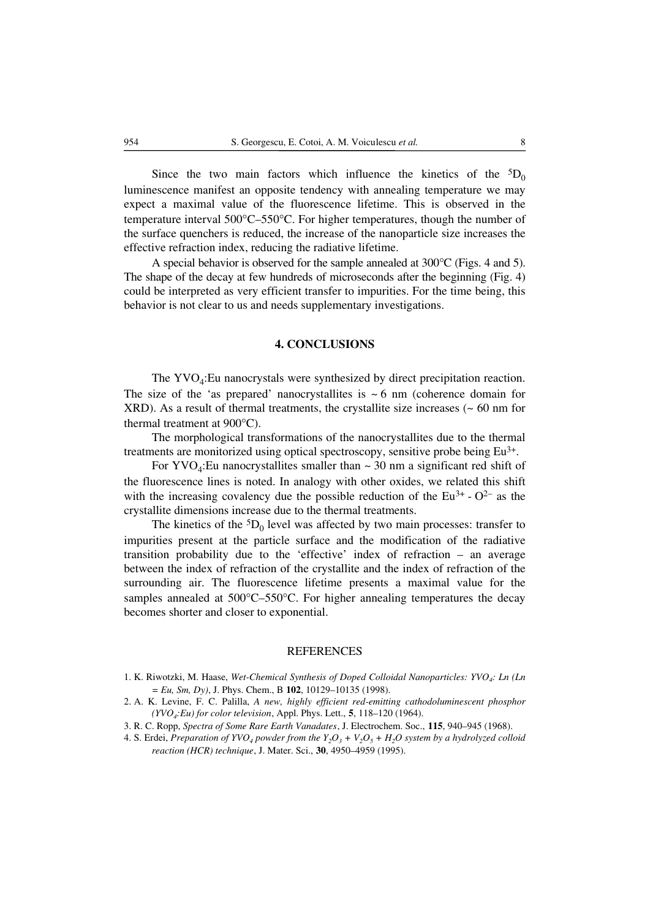Since the two main factors which influence the kinetics of the $^5D_0$ luminescence manifest an opposite tendency with annealing temperature we may expect a maximal value of the fluorescence lifetime. This is observed in the temperature interval 500°C–550°C. For higher temperatures, though the number of the surface quenchers is reduced, the increase of the nanoparticle size increases the effective refraction index, reducing the radiative lifetime.

A special behavior is observed for the sample annealed at 300°C (Figs. 4 and 5). The shape of the decay at few hundreds of microseconds after the beginning (Fig. 4) could be interpreted as very efficient transfer to impurities. For the time being, this behavior is not clear to us and needs supplementary investigations.

## 4. CONCLUSIONS

The $YVO_4$:Eu nanocrystals were synthesized by direct precipitation reaction. The size of the 'as prepared' nanocrystallites is ~ 6 nm (coherence domain for XRD). As a result of thermal treatments, the crystallite size increases (~ 60 nm for thermal treatment at 900°C).

The morphological transformations of the nanocrystallites due to the thermal treatments are monitorized using optical spectroscopy, sensitive probe being $Eu^{3+}$.

For $YVO_4$:Eu nanocrystallites smaller than ~ 30 nm a significant red shift of the fluorescence lines is noted. In analogy with other oxides, we related this shift with the increasing covalency due the possible reduction of the $Eu^{3+}$ - $O^{2-}$ as the crystallite dimensions increase due to the thermal treatments.

The kinetics of the $^5D_0$ level was affected by two main processes: transfer to impurities present at the particle surface and the modification of the radiative transition probability due to the 'effective' index of refraction – an average between the index of refraction of the crystallite and the index of refraction of the surrounding air. The fluorescence lifetime presents a maximal value for the samples annealed at 500°C–550°C. For higher annealing temperatures the decay becomes shorter and closer to exponential.

## REFERENCES

1. K. Riwotzki, M. Haase, *Wet-Chemical Synthesis of Doped Colloidal Nanoparticles: $YVO_4$: Ln (Ln = Eu, Sm, Dy)*, J. Phys. Chem., B **102**, 10129–10135 (1998).
2. A. K. Levine, F. C. Palilla, *A new, highly efficient red-emitting cathodoluminescent phosphor ($YVO_4$:Eu) for color television*, Appl. Phys. Lett., **5**, 118–120 (1964).
3. R. C. Ropp, *Spectra of Some Rare Earth Vanadates*, J. Electrochem. Soc., **115**, 940–945 (1968).
4. S. Erdei, *Preparation of $YVO_4$ powder from the $Y_2O_3$ + $V_2O_5$ + $H_2O$ system by a hydrolyzed colloid reaction (HCR) technique*, J. Mater. Sci., **30**, 4950–4959 (1995).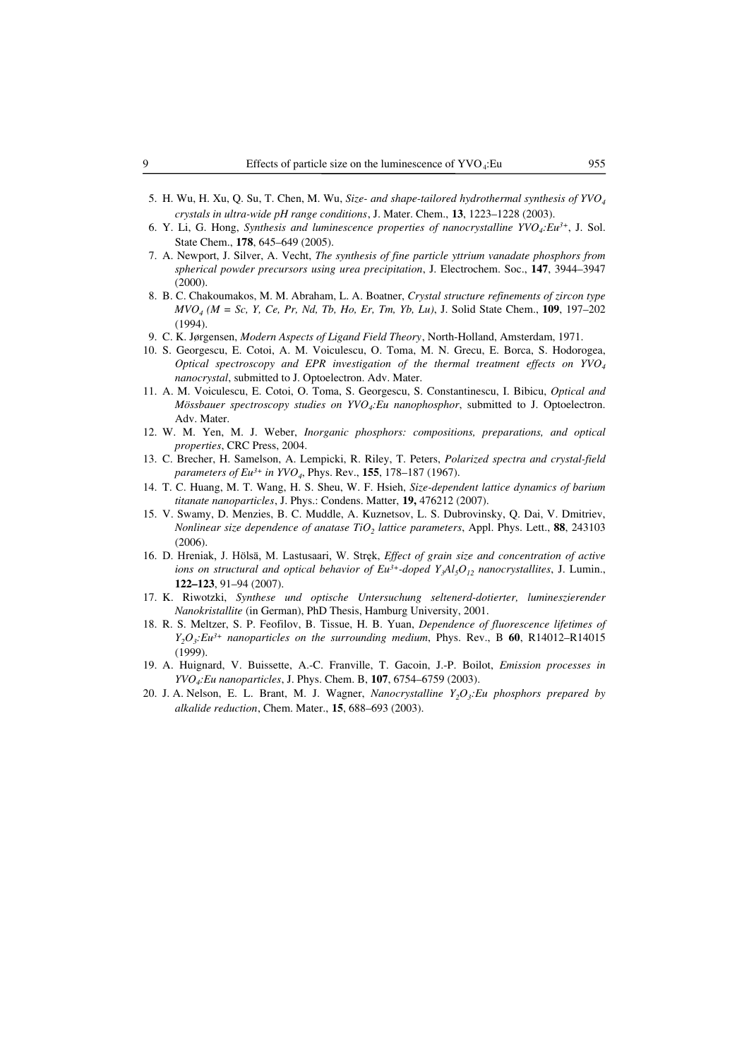5. H. Wu, H. Xu, Q. Su, T. Chen, M. Wu, *Size- and shape-tailored hydrothermal synthesis of $YVO_4$ crystals in ultra-wide pH range conditions*, J. Mater. Chem., **13**, 1223–1228 (2003).
6. Y. Li, G. Hong, *Synthesis and luminescence properties of nanocrystalline $YVO_4$:$Eu^{3+}$*, J. Sol. State Chem., **178**, 645–649 (2005).
7. A. Newport, J. Silver, A. Vecht, *The synthesis of fine particle yttrium vanadate phosphors from spherical powder precursors using urea precipitation*, J. Electrochem. Soc., **147**, 3944–3947 (2000).
8. B. C. Chakoumakos, M. M. Abraham, L. A. Boatner, *Crystal structure refinements of zircon type $MVO_4$ (M = Sc, Y, Ce, Pr, Nd, Tb, Ho, Er, Tm, Yb, Lu)*, J. Solid State Chem., **109**, 197–202 (1994).
9. C. K. Jørgensen, *Modern Aspects of Ligand Field Theory*, North-Holland, Amsterdam, 1971.
10. S. Georgescu, E. Cotoi, A. M. Voiculescu, O. Toma, M. N. Grecu, E. Borca, S. Hodorogea, *Optical spectroscopy and EPR investigation of the thermal treatment effects on $YVO_4$ nanocrystal*, submitted to J. Optoelectron. Adv. Mater.
11. A. M. Voiculescu, E. Cotoi, O. Toma, S. Georgescu, S. Constantinescu, I. Bibicu, *Optical and Mössbauer spectroscopy studies on $YVO_4$:Eu nanophosphor*, submitted to J. Optoelectron. Adv. Mater.
12. W. M. Yen, M. J. Weber, *Inorganic phosphors: compositions, preparations, and optical properties*, CRC Press, 2004.
13. C. Brecher, H. Samelson, A. Lempicki, R. Riley, T. Peters, *Polarized spectra and crystal-field parameters of $Eu^{3+}$ in $YVO_4$*, Phys. Rev., **155**, 178–187 (1967).
14. T. C. Huang, M. T. Wang, H. S. Sheu, W. F. Hsieh, *Size-dependent lattice dynamics of barium titanate nanoparticles*, J. Phys.: Condens. Matter, **19,** 476212 (2007).
15. V. Swamy, D. Menzies, B. C. Muddle, A. Kuznetsov, L. S. Dubrovinsky, Q. Dai, V. Dmitriev, *Nonlinear size dependence of anatase $TiO_2$ lattice parameters*, Appl. Phys. Lett., **88**, 243103 (2006).
16. D. Hreniak, J. Hölsä, M. Lastusaari, W. Stręk, *Effect of grain size and concentration of active ions on structural and optical behavior of $Eu^{3+}$-doped $Y_3Al_5O_{12}$ nanocrystallites*, J. Lumin., **122–123**, 91–94 (2007).
17. K. Riwotzki, *Synthese und optische Untersuchung seltenerd-dotierter, lumineszierender Nanokristallite* (in German), PhD Thesis, Hamburg University, 2001.
18. R. S. Meltzer, S. P. Feofilov, B. Tissue, H. B. Yuan, *Dependence of fluorescence lifetimes of $Y_2O_3$:$Eu^{3+}$ nanoparticles on the surrounding medium*, Phys. Rev., B **60**, R14012–R14015 (1999).
19. A. Huignard, V. Buissette, A.-C. Franville, T. Gacoin, J.-P. Boilot, *Emission processes in $YVO_4$:Eu nanoparticles*, J. Phys. Chem. B, **107**, 6754–6759 (2003).
20. J. A. Nelson, E. L. Brant, M. J. Wagner, *Nanocrystalline $Y_2O_3$:Eu phosphors prepared by alkalide reduction*, Chem. Mater., **15**, 688–693 (2003).